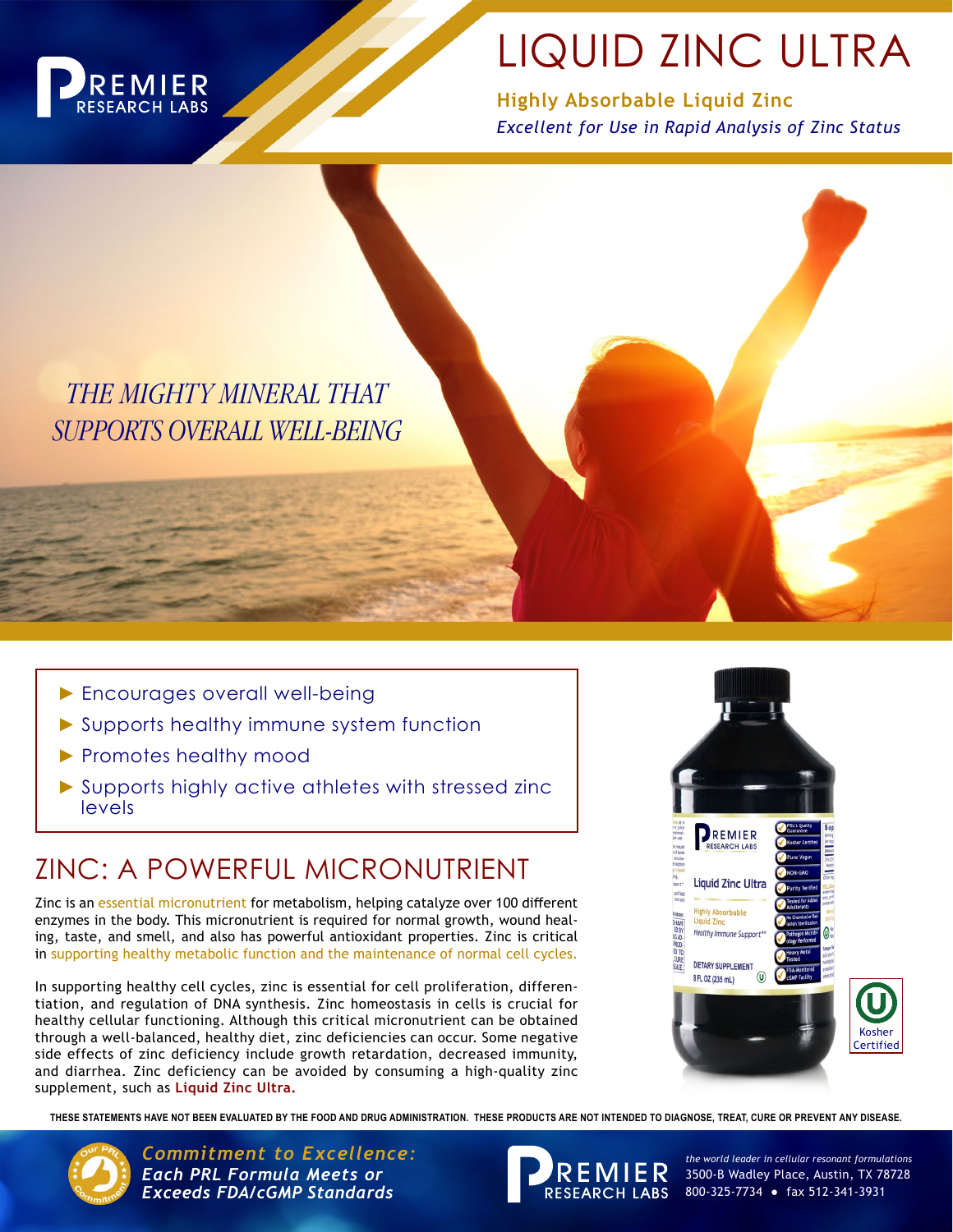# LIQUID ZINC ULTRA

**Highly Absorbable Liquid Zinc**

*Excellent for Use in Rapid Analysis of Zinc Status*

*THE MIGHTY MINERAL THAT SUPPORTS OVERALL WELL-BEING*

- Encourages overall well-being
- Supports healthy immune system function
- Promotes healthy mood
- Supports highly active athletes with stressed zinc levels

## ZINC: A POWERFUL MICRONUTRIENT

Zinc is an essential micronutrient for metabolism, helping catalyze over 100 different enzymes in the body. This micronutrient is required for normal growth, wound healing, taste, and smell, and also has powerful antioxidant properties. Zinc is critical in supporting healthy metabolic function and the maintenance of normal cell cycles.

In supporting healthy cell cycles, zinc is essential for cell proliferation, differentiation, and regulation of DNA synthesis. Zinc homeostasis in cells is crucial for healthy cellular functioning. Although this critical micronutrient can be obtained through a well-balanced, healthy diet, zinc deficiencies can occur. Some negative side effects of zinc deficiency include growth retardation, decreased immunity, and diarrhea. Zinc deficiency can be avoided by consuming a high-quality zinc supplement, such as **Liquid Zinc Ultra.**

Kosher Certified

THESE STATEMENTS HAVE NOT BEEN EVALUATED BY THE FOOD AND DRUG ADMINISTRATION. THESE PRODUCTS ARE NOT INTENDED TO DIAGNOSE, TREAT, CURE OR PREVENT ANY DISEASE.

***Commitment to Excellence:***
***Each PRL Formula Meets or Exceeds FDA/cGMP Standards***

PREMIER RESEARCH LABS

*the world leader in cellular resonant formulations*
3500-B Wadley Place, Austin, TX 78728
800-325-7734 • fax 512-341-3931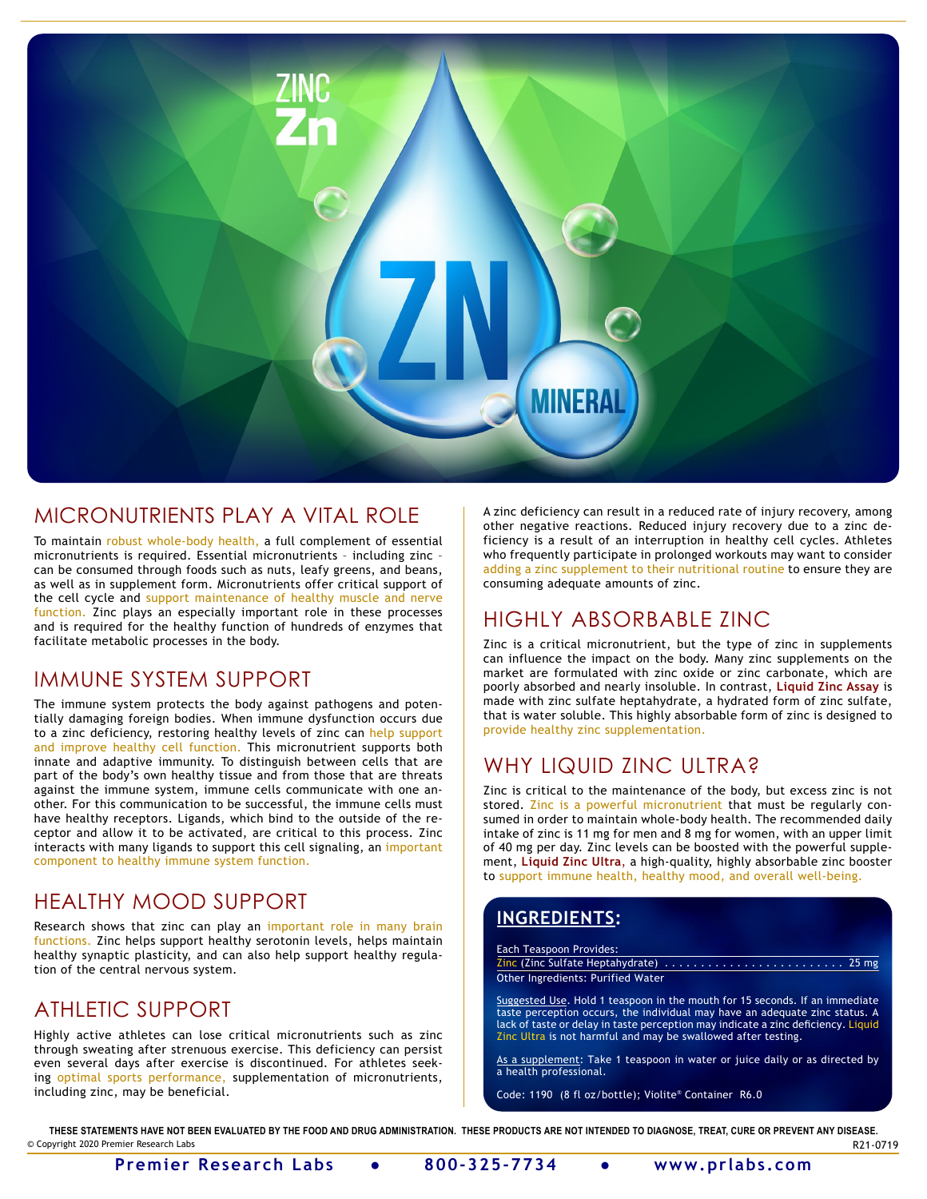## MICRONUTRIENTS PLAY A VITAL ROLE

To maintain robust whole-body health, a full complement of essential micronutrients is required. Essential micronutrients – including zinc – can be consumed through foods such as nuts, leafy greens, and beans, as well as in supplement form. Micronutrients offer critical support of the cell cycle and support maintenance of healthy muscle and nerve function. Zinc plays an especially important role in these processes and is required for the healthy function of hundreds of enzymes that facilitate metabolic processes in the body.

## IMMUNE SYSTEM SUPPORT

The immune system protects the body against pathogens and potentially damaging foreign bodies. When immune dysfunction occurs due to a zinc deficiency, restoring healthy levels of zinc can help support and improve healthy cell function. This micronutrient supports both innate and adaptive immunity. To distinguish between cells that are part of the body's own healthy tissue and from those that are threats against the immune system, immune cells communicate with one another. For this communication to be successful, the immune cells must have healthy receptors. Ligands, which bind to the outside of the receptor and allow it to be activated, are critical to this process. Zinc interacts with many ligands to support this cell signaling, an important component to healthy immune system function.

## HEALTHY MOOD SUPPORT

Research shows that zinc can play an important role in many brain functions. Zinc helps support healthy serotonin levels, helps maintain healthy synaptic plasticity, and can also help support healthy regulation of the central nervous system.

## ATHLETIC SUPPORT

Highly active athletes can lose critical micronutrients such as zinc through sweating after strenuous exercise. This deficiency can persist even several days after exercise is discontinued. For athletes seeking optimal sports performance, supplementation of micronutrients, including zinc, may be beneficial.

A zinc deficiency can result in a reduced rate of injury recovery, among other negative reactions. Reduced injury recovery due to a zinc deficiency is a result of an interruption in healthy cell cycles. Athletes who frequently participate in prolonged workouts may want to consider adding a zinc supplement to their nutritional routine to ensure they are consuming adequate amounts of zinc.

## HIGHLY ABSORBABLE ZINC

Zinc is a critical micronutrient, but the type of zinc in supplements can influence the impact on the body. Many zinc supplements on the market are formulated with zinc oxide or zinc carbonate, which are poorly absorbed and nearly insoluble. In contrast, **Liquid Zinc Assay** is made with zinc sulfate heptahydrate, a hydrated form of zinc sulfate, that is water soluble. This highly absorbable form of zinc is designed to provide healthy zinc supplementation.

## WHY LIQUID ZINC ULTRA?

Zinc is critical to the maintenance of the body, but excess zinc is not stored. Zinc is a powerful micronutrient that must be regularly consumed in order to maintain whole-body health. The recommended daily intake of zinc is 11 mg for men and 8 mg for women, with an upper limit of 40 mg per day. Zinc levels can be boosted with the powerful supplement, **Liquid Zinc Ultra**, a high-quality, highly absorbable zinc booster to support immune health, healthy mood, and overall well-being.

## INGREDIENTS:

Each Teaspoon Provides:

| | |
|---|---|
| Zinc (Zinc Sulfate Heptahydrate) | 25 mg |

Other Ingredients: Purified Water

Suggested Use. Hold 1 teaspoon in the mouth for 15 seconds. If an immediate taste perception occurs, the individual may have an adequate zinc status. A lack of taste or delay in taste perception may indicate a zinc deficiency. Liquid Zinc Ultra is not harmful and may be swallowed after testing.

As a supplement: Take 1 teaspoon in water or juice daily or as directed by a health professional.

Code: 1190 (8 fl oz/bottle); Violite® Container R6.0

**THESE STATEMENTS HAVE NOT BEEN EVALUATED BY THE FOOD AND DRUG ADMINISTRATION. THESE PRODUCTS ARE NOT INTENDED TO DIAGNOSE, TREAT, CURE OR PREVENT ANY DISEASE.**

© Copyright 2020 Premier Research Labs R21-0719

**Premier Research Labs • 800-325-7734 • www.prlabs.com**